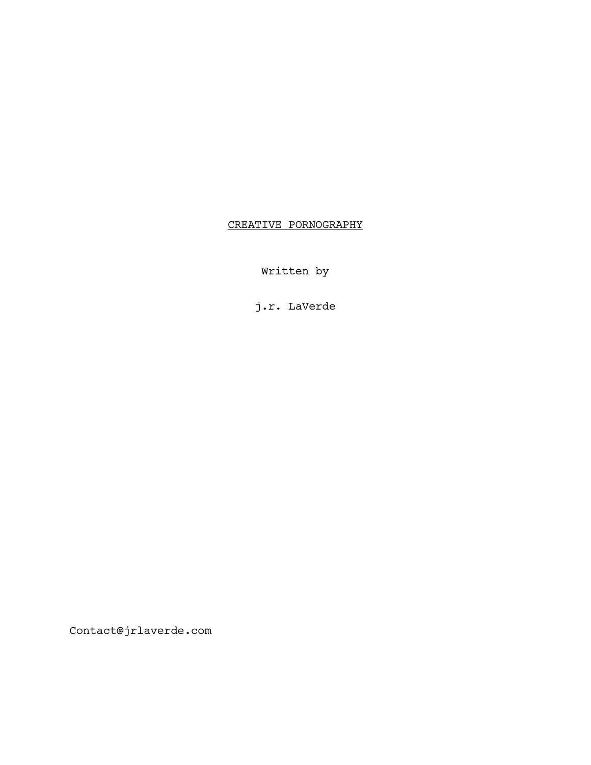CREATIVE PORNOGRAPHY

Written by

j.r. LaVerde

Contact@jrlaverde.com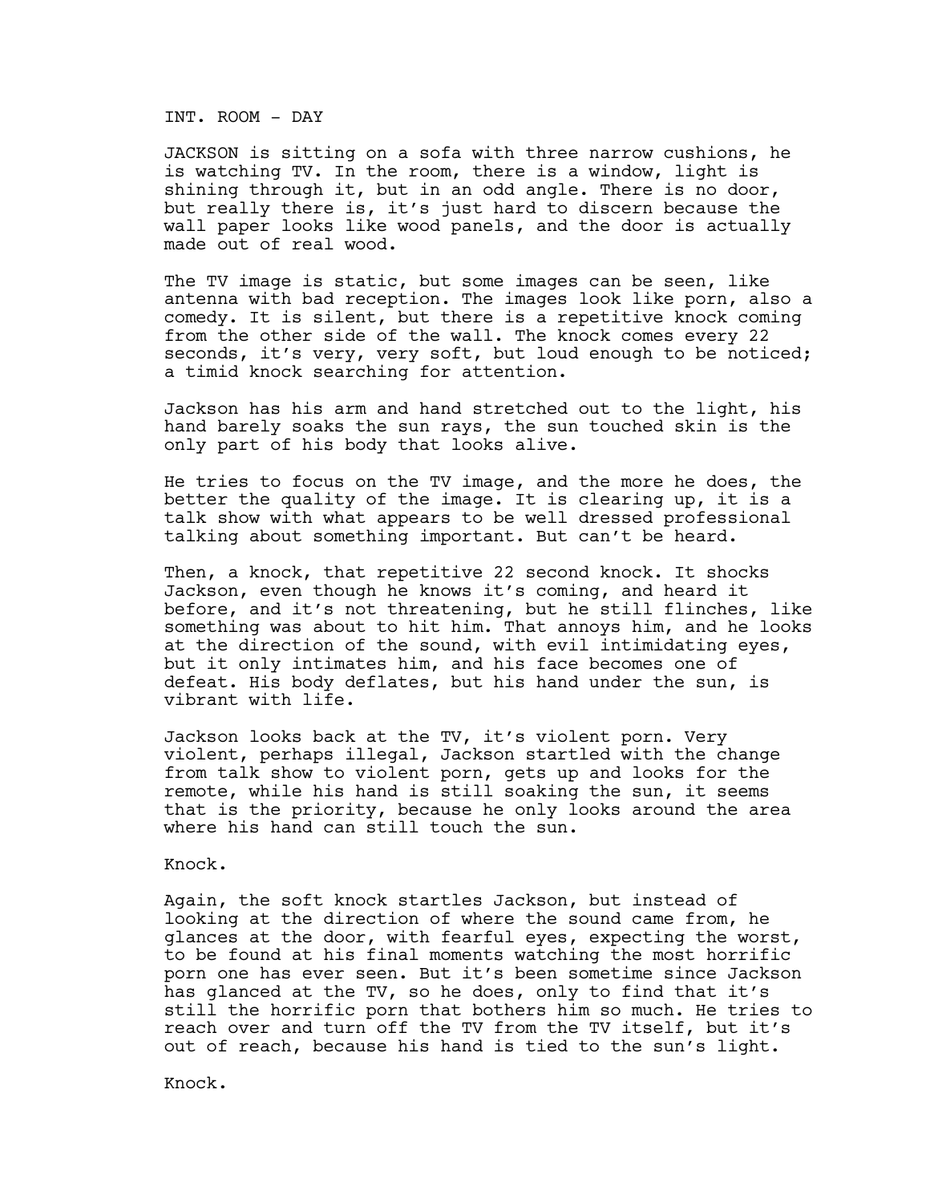INT. ROOM - DAY

JACKSON is sitting on a sofa with three narrow cushions, he is watching TV. In the room, there is a window, light is shining through it, but in an odd angle. There is no door, but really there is, it's just hard to discern because the wall paper looks like wood panels, and the door is actually made out of real wood.

The TV image is static, but some images can be seen, like antenna with bad reception. The images look like porn, also a comedy. It is silent, but there is a repetitive knock coming from the other side of the wall. The knock comes every 22 seconds, it's very, very soft, but loud enough to be noticed; a timid knock searching for attention.

Jackson has his arm and hand stretched out to the light, his hand barely soaks the sun rays, the sun touched skin is the only part of his body that looks alive.

He tries to focus on the TV image, and the more he does, the better the quality of the image. It is clearing up, it is a talk show with what appears to be well dressed professional talking about something important. But can't be heard.

Then, a knock, that repetitive 22 second knock. It shocks Jackson, even though he knows it's coming, and heard it before, and it's not threatening, but he still flinches, like something was about to hit him. That annoys him, and he looks at the direction of the sound, with evil intimidating eyes, but it only intimates him, and his face becomes one of defeat. His body deflates, but his hand under the sun, is vibrant with life.

Jackson looks back at the TV, it's violent porn. Very violent, perhaps illegal, Jackson startled with the change from talk show to violent porn, gets up and looks for the remote, while his hand is still soaking the sun, it seems that is the priority, because he only looks around the area where his hand can still touch the sun.

Knock.

Again, the soft knock startles Jackson, but instead of looking at the direction of where the sound came from, he glances at the door, with fearful eyes, expecting the worst, to be found at his final moments watching the most horrific porn one has ever seen. But it's been sometime since Jackson has glanced at the TV, so he does, only to find that it's still the horrific porn that bothers him so much. He tries to reach over and turn off the TV from the TV itself, but it's out of reach, because his hand is tied to the sun's light.

Knock.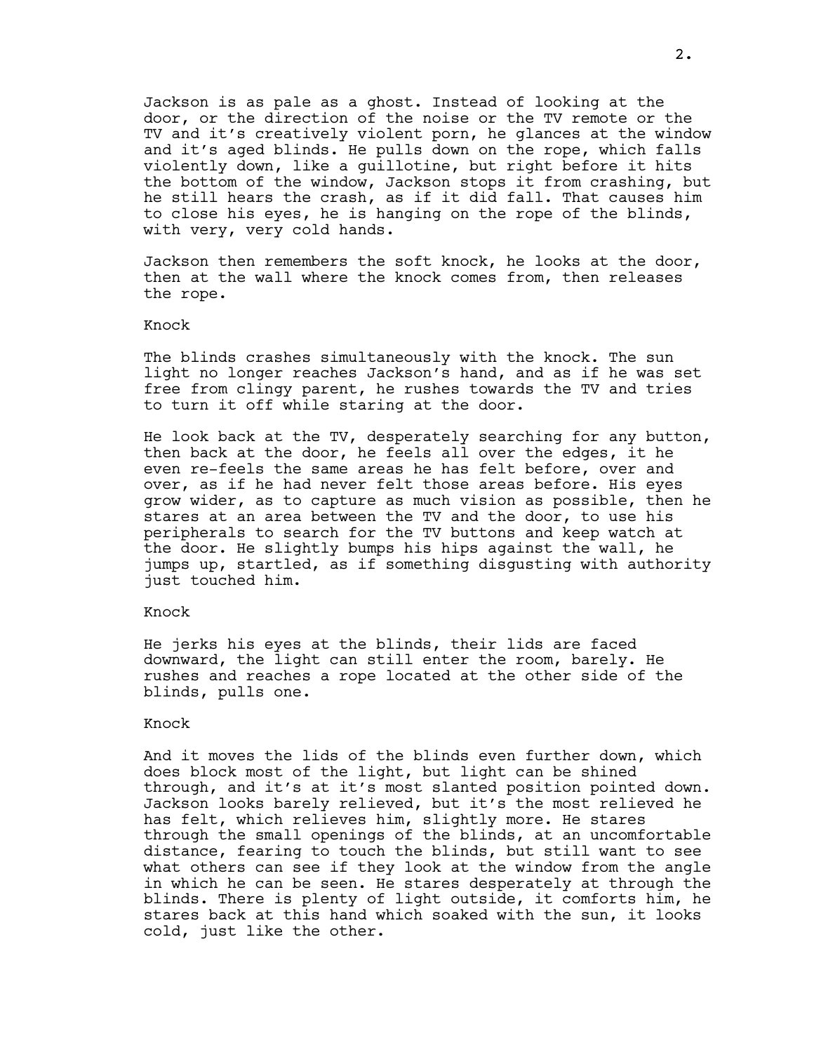Jackson is as pale as a ghost. Instead of looking at the door, or the direction of the noise or the TV remote or the TV and it's creatively violent porn, he glances at the window and it's aged blinds. He pulls down on the rope, which falls violently down, like a guillotine, but right before it hits the bottom of the window, Jackson stops it from crashing, but he still hears the crash, as if it did fall. That causes him to close his eyes, he is hanging on the rope of the blinds, with very, very cold hands.

Jackson then remembers the soft knock, he looks at the door, then at the wall where the knock comes from, then releases the rope.

Knock

The blinds crashes simultaneously with the knock. The sun light no longer reaches Jackson's hand, and as if he was set free from clingy parent, he rushes towards the TV and tries to turn it off while staring at the door.

He look back at the TV, desperately searching for any button, then back at the door, he feels all over the edges, it he even re-feels the same areas he has felt before, over and over, as if he had never felt those areas before. His eyes grow wider, as to capture as much vision as possible, then he stares at an area between the TV and the door, to use his peripherals to search for the TV buttons and keep watch at the door. He slightly bumps his hips against the wall, he jumps up, startled, as if something disgusting with authority just touched him.

Knock

He jerks his eyes at the blinds, their lids are faced downward, the light can still enter the room, barely. He rushes and reaches a rope located at the other side of the blinds, pulls one.

Knock

And it moves the lids of the blinds even further down, which does block most of the light, but light can be shined through, and it's at it's most slanted position pointed down. Jackson looks barely relieved, but it's the most relieved he has felt, which relieves him, slightly more. He stares through the small openings of the blinds, at an uncomfortable distance, fearing to touch the blinds, but still want to see what others can see if they look at the window from the angle in which he can be seen. He stares desperately at through the blinds. There is plenty of light outside, it comforts him, he stares back at this hand which soaked with the sun, it looks cold, just like the other.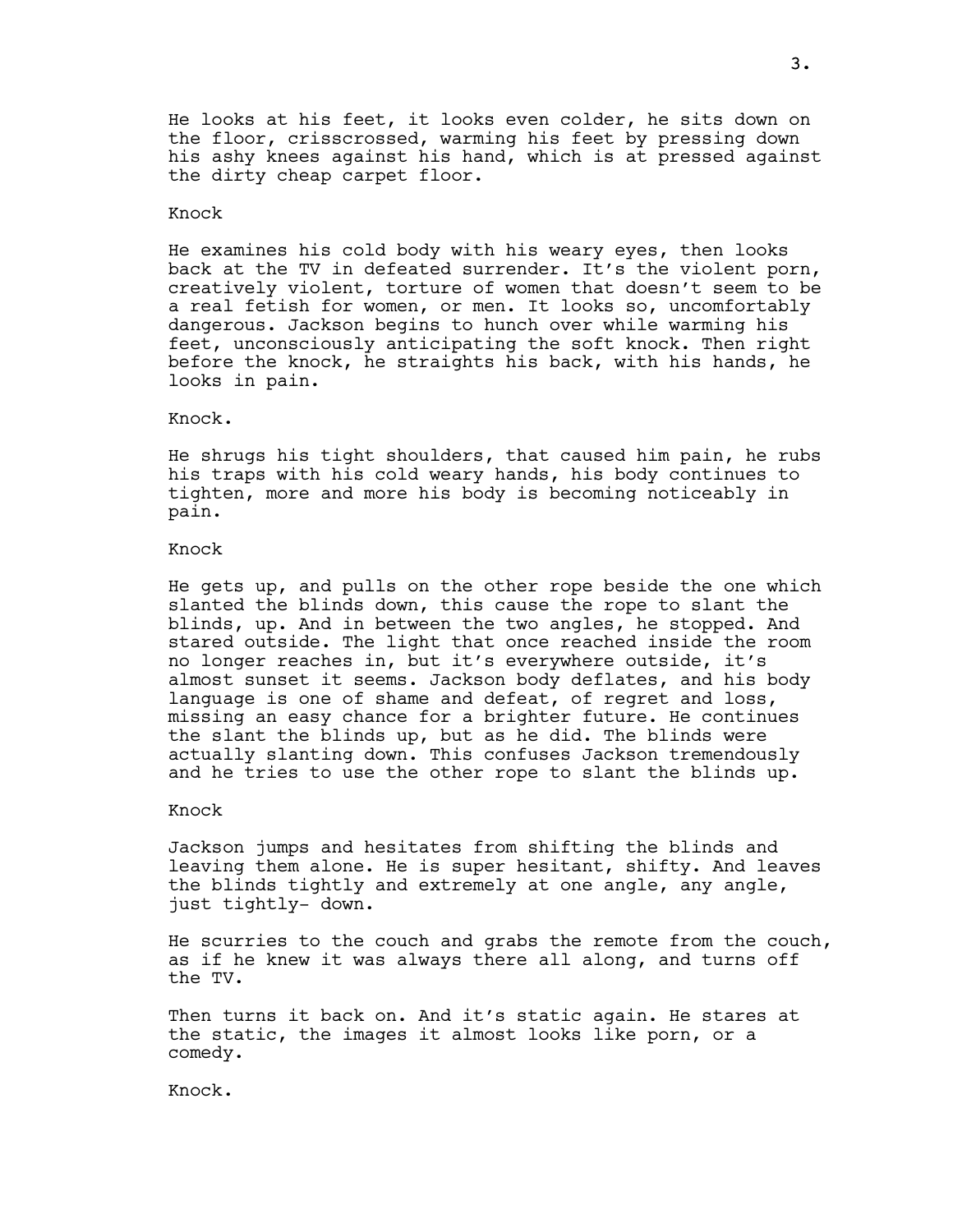He looks at his feet, it looks even colder, he sits down on the floor, crisscrossed, warming his feet by pressing down his ashy knees against his hand, which is at pressed against the dirty cheap carpet floor.

Knock

He examines his cold body with his weary eyes, then looks back at the TV in defeated surrender. It's the violent porn, creatively violent, torture of women that doesn't seem to be a real fetish for women, or men. It looks so, uncomfortably dangerous. Jackson begins to hunch over while warming his feet, unconsciously anticipating the soft knock. Then right before the knock, he straights his back, with his hands, he looks in pain.

Knock.

He shrugs his tight shoulders, that caused him pain, he rubs his traps with his cold weary hands, his body continues to tighten, more and more his body is becoming noticeably in pain.

Knock

He gets up, and pulls on the other rope beside the one which slanted the blinds down, this cause the rope to slant the blinds, up. And in between the two angles, he stopped. And stared outside. The light that once reached inside the room no longer reaches in, but it's everywhere outside, it's almost sunset it seems. Jackson body deflates, and his body language is one of shame and defeat, of regret and loss, missing an easy chance for a brighter future. He continues the slant the blinds up, but as he did. The blinds were actually slanting down. This confuses Jackson tremendously and he tries to use the other rope to slant the blinds up.

Knock

Jackson jumps and hesitates from shifting the blinds and leaving them alone. He is super hesitant, shifty. And leaves the blinds tightly and extremely at one angle, any angle, just tightly- down.

He scurries to the couch and grabs the remote from the couch, as if he knew it was always there all along, and turns off the TV.

Then turns it back on. And it's static again. He stares at the static, the images it almost looks like porn, or a comedy.

Knock.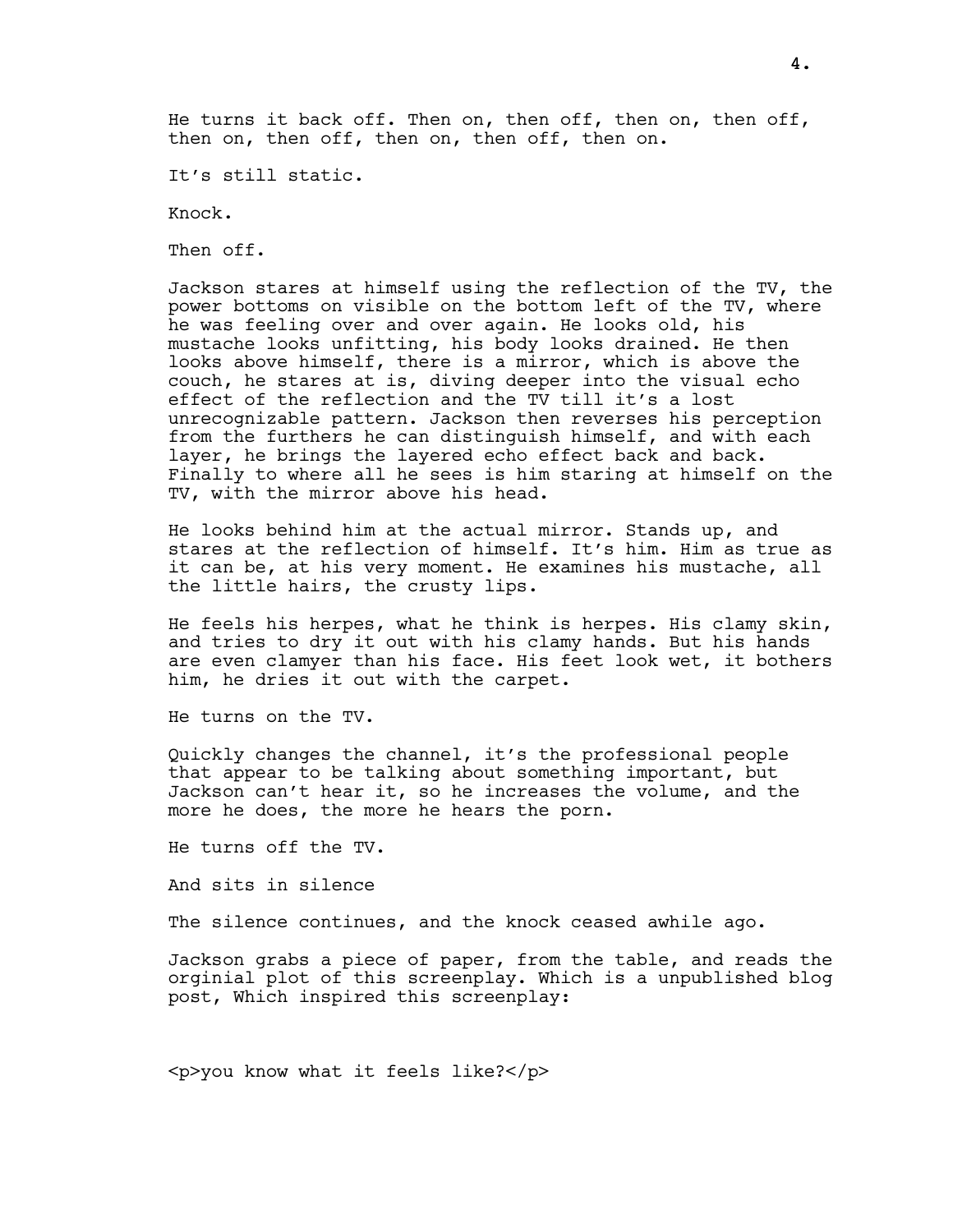He turns it back off. Then on, then off, then on, then off, then on, then off, then on, then off, then on.

It's still static.

Knock.

Then off.

Jackson stares at himself using the reflection of the TV, the power bottoms on visible on the bottom left of the TV, where he was feeling over and over again. He looks old, his mustache looks unfitting, his body looks drained. He then looks above himself, there is a mirror, which is above the couch, he stares at is, diving deeper into the visual echo effect of the reflection and the TV till it's a lost unrecognizable pattern. Jackson then reverses his perception from the furthers he can distinguish himself, and with each layer, he brings the layered echo effect back and back. Finally to where all he sees is him staring at himself on the TV, with the mirror above his head.

He looks behind him at the actual mirror. Stands up, and stares at the reflection of himself. It's him. Him as true as it can be, at his very moment. He examines his mustache, all the little hairs, the crusty lips.

He feels his herpes, what he think is herpes. His clamy skin, and tries to dry it out with his clamy hands. But his hands are even clamyer than his face. His feet look wet, it bothers him, he dries it out with the carpet.

He turns on the TV.

Quickly changes the channel, it's the professional people that appear to be talking about something important, but Jackson can't hear it, so he increases the volume, and the more he does, the more he hears the porn.

He turns off the TV.

And sits in silence

The silence continues, and the knock ceased awhile ago.

Jackson grabs a piece of paper, from the table, and reads the orginial plot of this screenplay. Which is a unpublished blog post, Which inspired this screenplay:

<p>you know what it feels like?</p>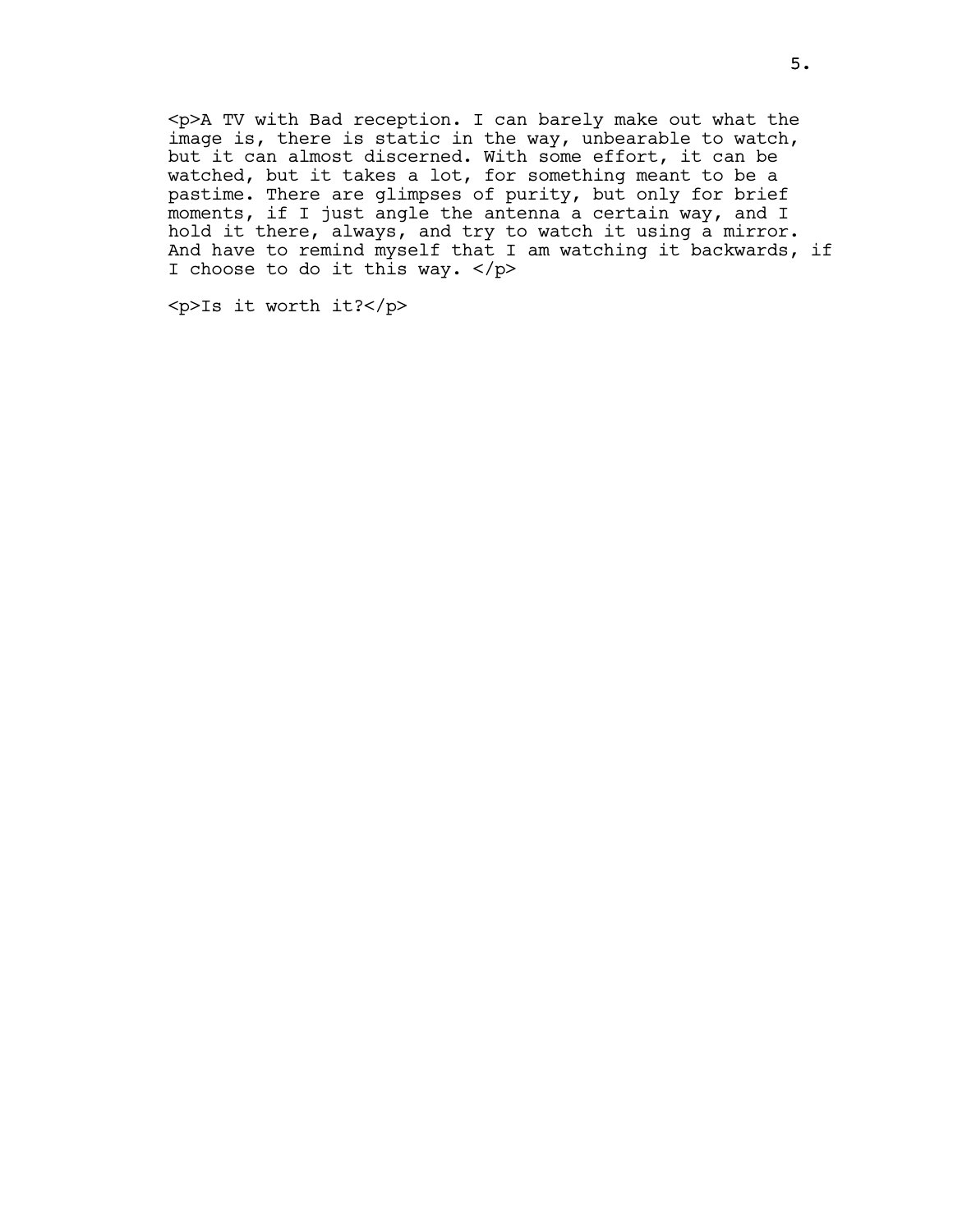<p>A TV with Bad reception. I can barely make out what the image is, there is static in the way, unbearable to watch, but it can almost discerned. With some effort, it can be watched, but it takes a lot, for something meant to be a pastime. There are glimpses of purity, but only for brief moments, if I just angle the antenna a certain way, and I hold it there, always, and try to watch it using a mirror. And have to remind myself that I am watching it backwards, if I choose to do it this way. </p>

<p>Is it worth it?</p>